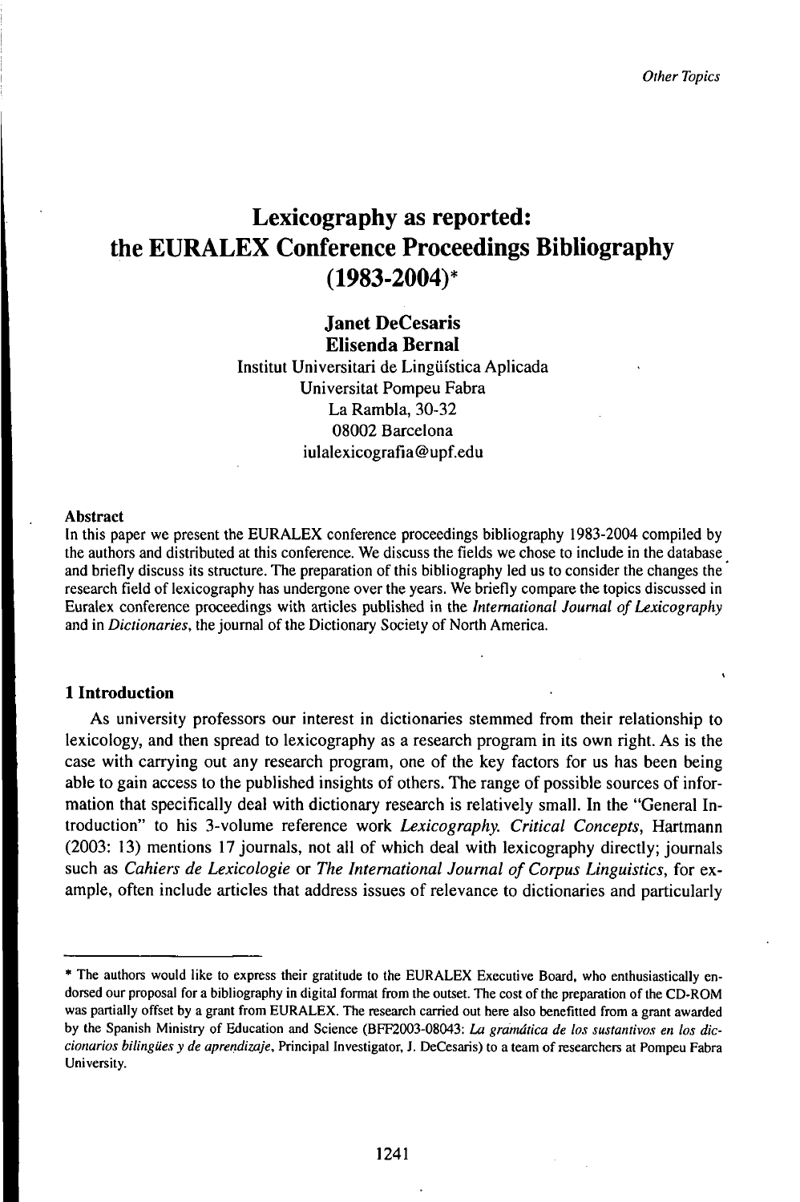# Lexicography as reported: the EURALEX Conference Proceedings Bibliography (1983-2004)*

**Janet DeCesaris**
**Elisenda Bernal**

Institut Universitari de Lingüística Aplicada
Universitat Pompeu Fabra
La Rambla, 30-32
08002 Barcelona
iulalexicografia@upf.edu

**Abstract**

In this paper we present the EURALEX conference proceedings bibliography 1983-2004 compiled by the authors and distributed at this conference. We discuss the fields we chose to include in the database and briefly discuss its structure. The preparation of this bibliography led us to consider the changes the research field of lexicography has undergone over the years. We briefly compare the topics discussed in Euralex conference proceedings with articles published in the *International Journal of Lexicography* and in *Dictionaries*, the journal of the Dictionary Society of North America.

## 1 Introduction

As university professors our interest in dictionaries stemmed from their relationship to lexicology, and then spread to lexicography as a research program in its own right. As is the case with carrying out any research program, one of the key factors for us has been being able to gain access to the published insights of others. The range of possible sources of information that specifically deal with dictionary research is relatively small. In the "General Introduction" to his 3-volume reference work *Lexicography. Critical Concepts*, Hartmann (2003: 13) mentions 17 journals, not all of which deal with lexicography directly; journals such as *Cahiers de Lexicologie* or *The International Journal of Corpus Linguistics*, for example, often include articles that address issues of relevance to dictionaries and particularly

---

* The authors would like to express their gratitude to the EURALEX Executive Board, who enthusiastically endorsed our proposal for a bibliography in digital format from the outset. The cost of the preparation of the CD-ROM was partially offset by a grant from EURALEX. The research carried out here also benefitted from a grant awarded by the Spanish Ministry of Education and Science (BFF2003-08043: *La gramática de los sustantivos en los diccionarios bilingües y de aprendizaje*, Principal Investigator, J. DeCesaris) to a team of researchers at Pompeu Fabra University.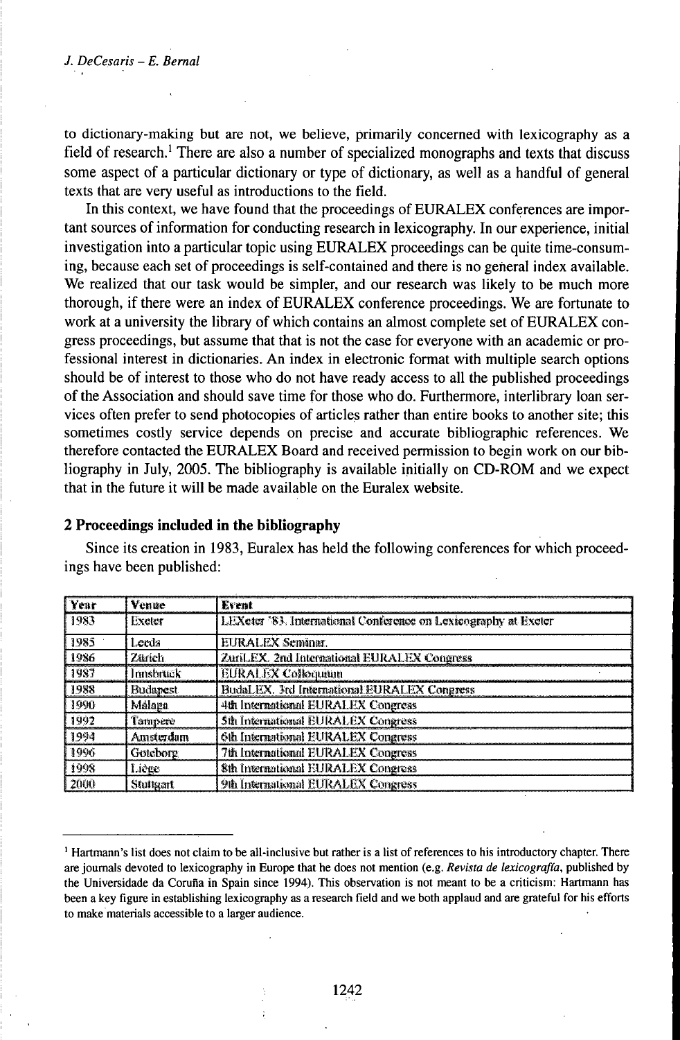to dictionary-making but are not, we believe, primarily concerned with lexicography as a field of research.[1] There are also a number of specialized monographs and texts that discuss some aspect of a particular dictionary or type of dictionary, as well as a handful of general texts that are very useful as introductions to the field.

In this context, we have found that the proceedings of EURALEX conferences are important sources of information for conducting research in lexicography. In our experience, initial investigation into a particular topic using EURALEX proceedings can be quite time-consuming, because each set of proceedings is self-contained and there is no general index available. We realized that our task would be simpler, and our research was likely to be much more thorough, if there were an index of EURALEX conference proceedings. We are fortunate to work at a university the library of which contains an almost complete set of EURALEX congress proceedings, but assume that that is not the case for everyone with an academic or professional interest in dictionaries. An index in electronic format with multiple search options should be of interest to those who do not have ready access to all the published proceedings of the Association and should save time for those who do. Furthermore, interlibrary loan services often prefer to send photocopies of articles rather than entire books to another site; this sometimes costly service depends on precise and accurate bibliographic references. We therefore contacted the EURALEX Board and received permission to begin work on our bibliography in July, 2005. The bibliography is available initially on CD-ROM and we expect that in the future it will be made available on the Euralex website.

## 2 Proceedings included in the bibliography

Since its creation in 1983, Euralex has held the following conferences for which proceedings have been published:

| Year | Venue | Event |
|---|---|---|
| 1983 | Exeter | LEXeter '83. International Conference on Lexicography at Exeter |
| 1985 | Leeds | EURALEX Seminar. |
| 1986 | Zürich | ZuriLEX. 2nd International EURALEX Congress |
| 1987 | Innsbruck | EURALEX Colloquium |
| 1988 | Budapest | BudaLEX. 3rd International EURALEX Congress |
| 1990 | Málaga | 4th International EURALEX Congress |
| 1992 | Tampere | 5th International EURALEX Congress |
| 1994 | Amsterdam | 6th International EURALEX Congress |
| 1996 | Goteborg | 7th International EURALEX Congress |
| 1998 | Liège | 8th International EURALEX Congress |
| 2000 | Stuttgart | 9th International EURALEX Congress |

---

[1] Hartmann's list does not claim to be all-inclusive but rather is a list of references to his introductory chapter. There are journals devoted to lexicography in Europe that he does not mention (e.g. *Revista de lexicografía*, published by the Universidade da Coruña in Spain since 1994). This observation is not meant to be a criticism: Hartmann has been a key figure in establishing lexicography as a research field and we both applaud and are grateful for his efforts to make materials accessible to a larger audience.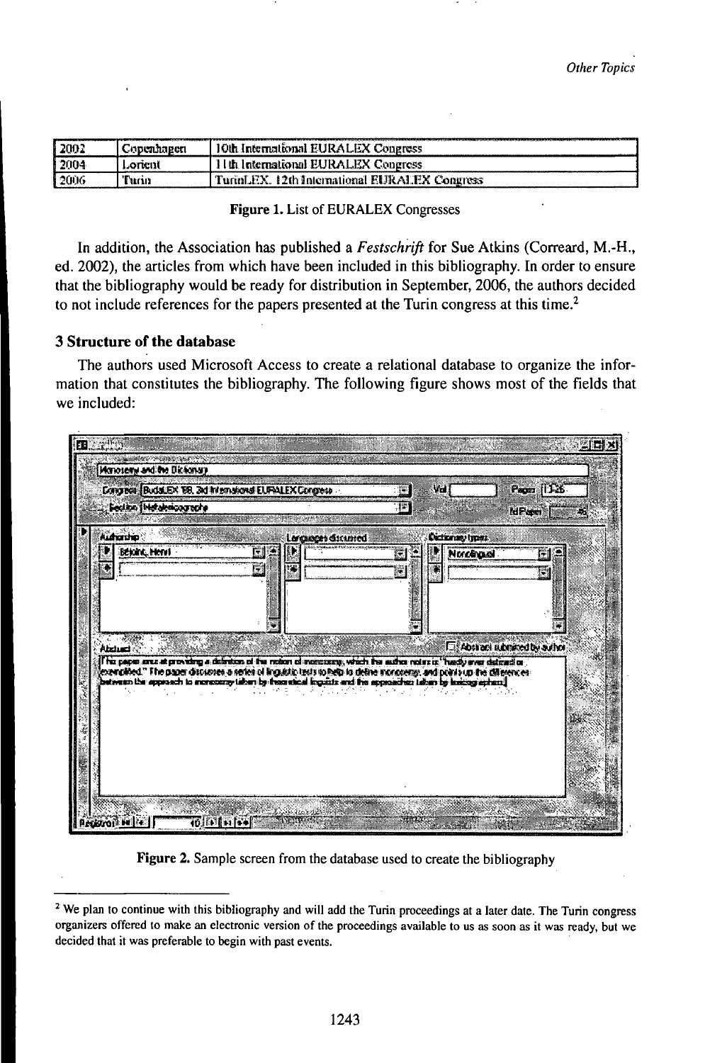| 2002 | Copenhagen | 10th International EURALEX Congress |
|---|---|---|
| 2004 | Lorient | 11th International EURALEX Congress |
| 2006 | Turin | TurinLEX. 12th International EURALEX Congress |

**Figure 1.** List of EURALEX Congresses

In addition, the Association has published a *Festschrift* for Sue Atkins (Correard, M.-H., ed. 2002), the articles from which have been included in this bibliography. In order to ensure that the bibliography would be ready for distribution in September, 2006, the authors decided to not include references for the papers presented at the Turin congress at this time.[2]

### 3 Structure of the database

The authors used Microsoft Access to create a relational database to organize the information that constitutes the bibliography. The following figure shows most of the fields that we included:

**Figure 2.** Sample screen from the database used to create the bibliography

---

[2] We plan to continue with this bibliography and will add the Turin proceedings at a later date. The Turin congress organizers offered to make an electronic version of the proceedings available to us as soon as it was ready, but we decided that it was preferable to begin with past events.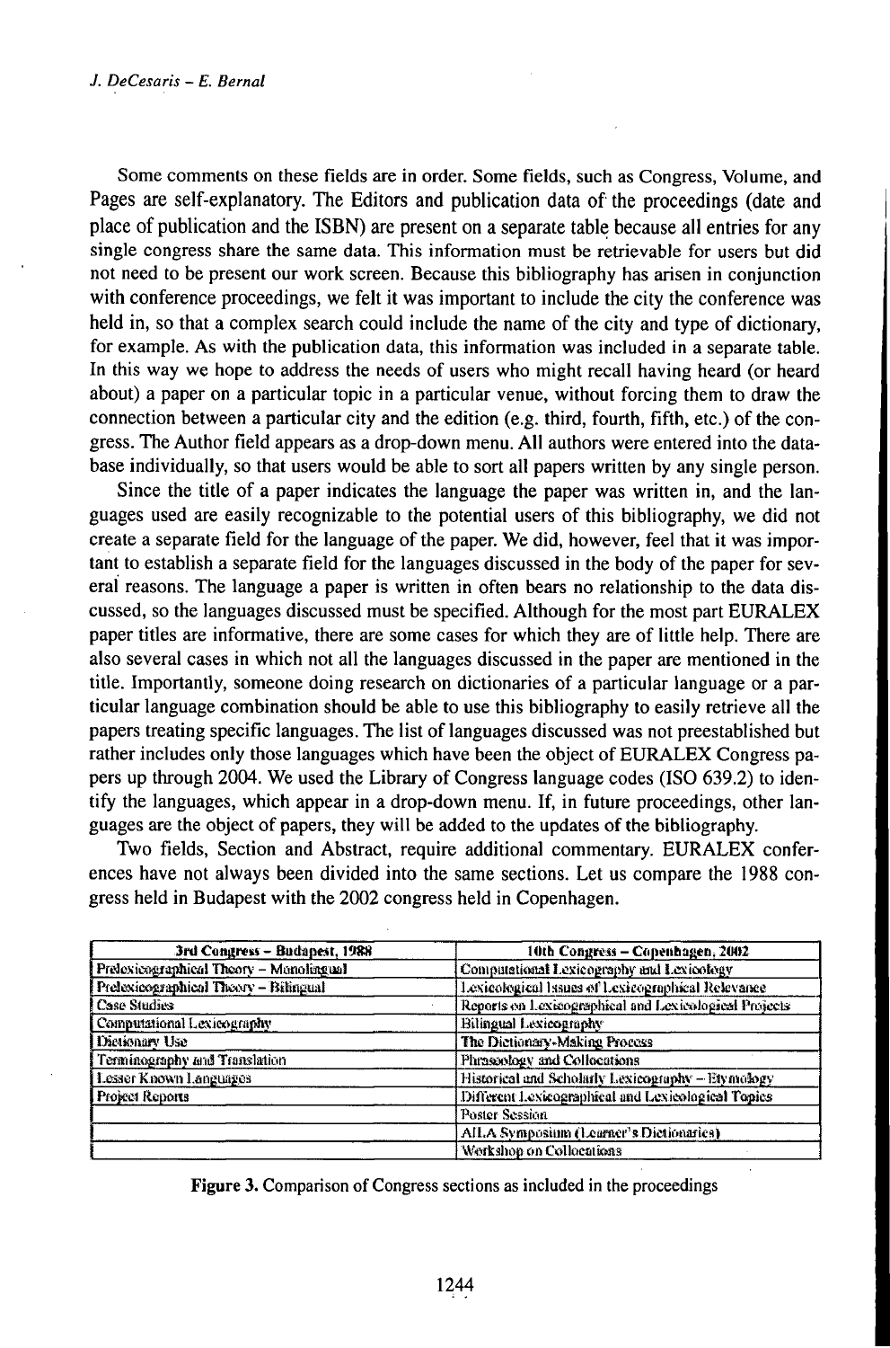Some comments on these fields are in order. Some fields, such as Congress, Volume, and Pages are self-explanatory. The Editors and publication data of the proceedings (date and place of publication and the ISBN) are present on a separate table because all entries for any single congress share the same data. This information must be retrievable for users but did not need to be present our work screen. Because this bibliography has arisen in conjunction with conference proceedings, we felt it was important to include the city the conference was held in, so that a complex search could include the name of the city and type of dictionary, for example. As with the publication data, this information was included in a separate table. In this way we hope to address the needs of users who might recall having heard (or heard about) a paper on a particular topic in a particular venue, without forcing them to draw the connection between a particular city and the edition (e.g. third, fourth, fifth, etc.) of the congress. The Author field appears as a drop-down menu. All authors were entered into the database individually, so that users would be able to sort all papers written by any single person.

Since the title of a paper indicates the language the paper was written in, and the languages used are easily recognizable to the potential users of this bibliography, we did not create a separate field for the language of the paper. We did, however, feel that it was important to establish a separate field for the languages discussed in the body of the paper for several reasons. The language a paper is written in often bears no relationship to the data discussed, so the languages discussed must be specified. Although for the most part EURALEX paper titles are informative, there are some cases for which they are of little help. There are also several cases in which not all the languages discussed in the paper are mentioned in the title. Importantly, someone doing research on dictionaries of a particular language or a particular language combination should be able to use this bibliography to easily retrieve all the papers treating specific languages. The list of languages discussed was not preestablished but rather includes only those languages which have been the object of EURALEX Congress papers up through 2004. We used the Library of Congress language codes (ISO 639.2) to identify the languages, which appear in a drop-down menu. If, in future proceedings, other languages are the object of papers, they will be added to the updates of the bibliography.

Two fields, Section and Abstract, require additional commentary. EURALEX conferences have not always been divided into the same sections. Let us compare the 1988 congress held in Budapest with the 2002 congress held in Copenhagen.

| 3rd Congress – Budapest, 1988 | 10th Congress – Copenhagen, 2002 |
|---|---|
| Prelexicographical Theory – Monolingual | Computational Lexicography and Lexicology |
| Prelexicographical Theory – Bilingual | Lexicological Issues of Lexicographical Relevance |
| Case Studies | Reports on Lexicographical and Lexicological Projects |
| Computational Lexicography | Bilingual Lexicography |
| Dictionary Use | The Dictionary-Making Process |
| Terminography and Translation | Phraseology and Collocations |
| Lesser Known Languages | Historical and Scholarly Lexicography – Etymology |
| Project Reports | Different Lexicographical and Lexicological Topics |
| | Poster Session |
| | AILA Symposium (Learner's Dictionaries) |
| | Workshop on Collocations |

**Figure 3.** Comparison of Congress sections as included in the proceedings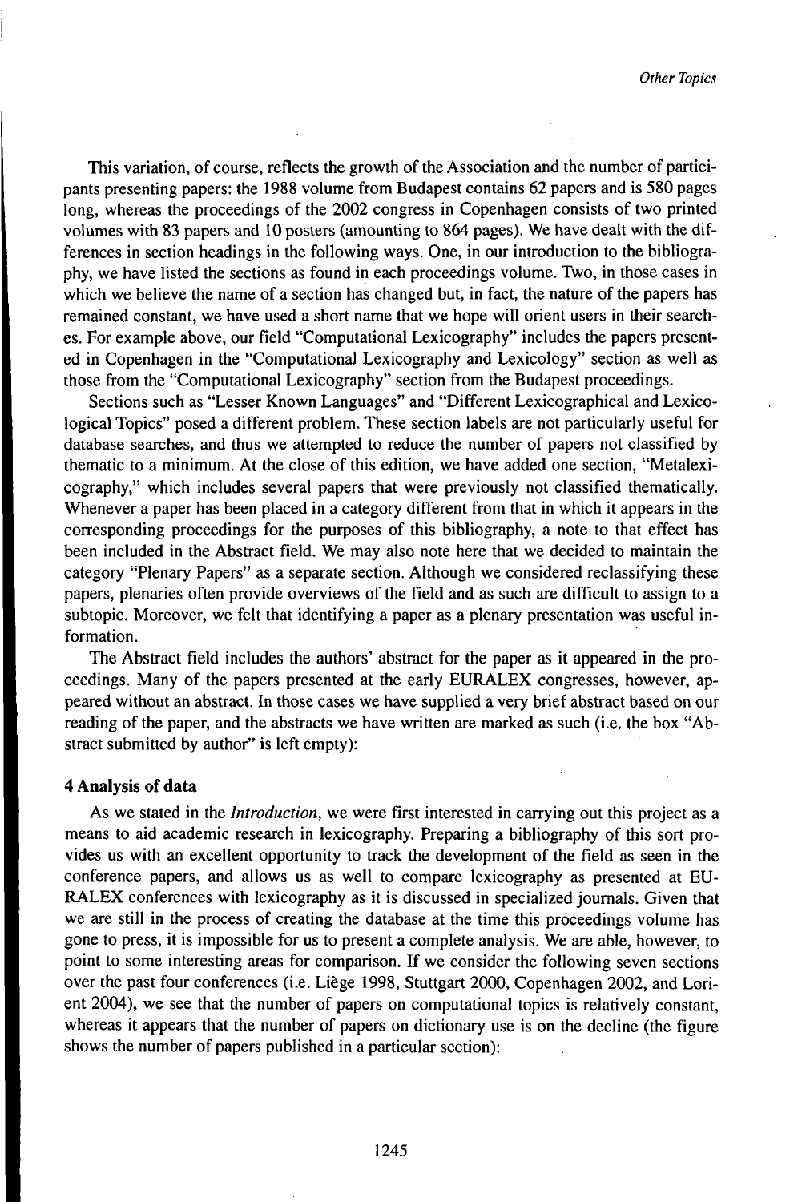This variation, of course, reflects the growth of the Association and the number of participants presenting papers: the 1988 volume from Budapest contains 62 papers and is 580 pages long, whereas the proceedings of the 2002 congress in Copenhagen consists of two printed volumes with 83 papers and 10 posters (amounting to 864 pages). We have dealt with the differences in section headings in the following ways. One, in our introduction to the bibliography, we have listed the sections as found in each proceedings volume. Two, in those cases in which we believe the name of a section has changed but, in fact, the nature of the papers has remained constant, we have used a short name that we hope will orient users in their searches. For example above, our field "Computational Lexicography" includes the papers presented in Copenhagen in the "Computational Lexicography and Lexicology" section as well as those from the "Computational Lexicography" section from the Budapest proceedings.

Sections such as "Lesser Known Languages" and "Different Lexicographical and Lexicological Topics" posed a different problem. These section labels are not particularly useful for database searches, and thus we attempted to reduce the number of papers not classified by thematic to a minimum. At the close of this edition, we have added one section, "Metalexicography," which includes several papers that were previously not classified thematically. Whenever a paper has been placed in a category different from that in which it appears in the corresponding proceedings for the purposes of this bibliography, a note to that effect has been included in the Abstract field. We may also note here that we decided to maintain the category "Plenary Papers" as a separate section. Although we considered reclassifying these papers, plenaries often provide overviews of the field and as such are difficult to assign to a subtopic. Moreover, we felt that identifying a paper as a plenary presentation was useful information.

The Abstract field includes the authors' abstract for the paper as it appeared in the proceedings. Many of the papers presented at the early EURALEX congresses, however, appeared without an abstract. In those cases we have supplied a very brief abstract based on our reading of the paper, and the abstracts we have written are marked as such (i.e. the box "Abstract submitted by author" is left empty):

## 4 Analysis of data

As we stated in the *Introduction*, we were first interested in carrying out this project as a means to aid academic research in lexicography. Preparing a bibliography of this sort provides us with an excellent opportunity to track the development of the field as seen in the conference papers, and allows us as well to compare lexicography as presented at EURALEX conferences with lexicography as it is discussed in specialized journals. Given that we are still in the process of creating the database at the time this proceedings volume has gone to press, it is impossible for us to present a complete analysis. We are able, however, to point to some interesting areas for comparison. If we consider the following seven sections over the past four conferences (i.e. Liège 1998, Stuttgart 2000, Copenhagen 2002, and Lorient 2004), we see that the number of papers on computational topics is relatively constant, whereas it appears that the number of papers on dictionary use is on the decline (the figure shows the number of papers published in a particular section):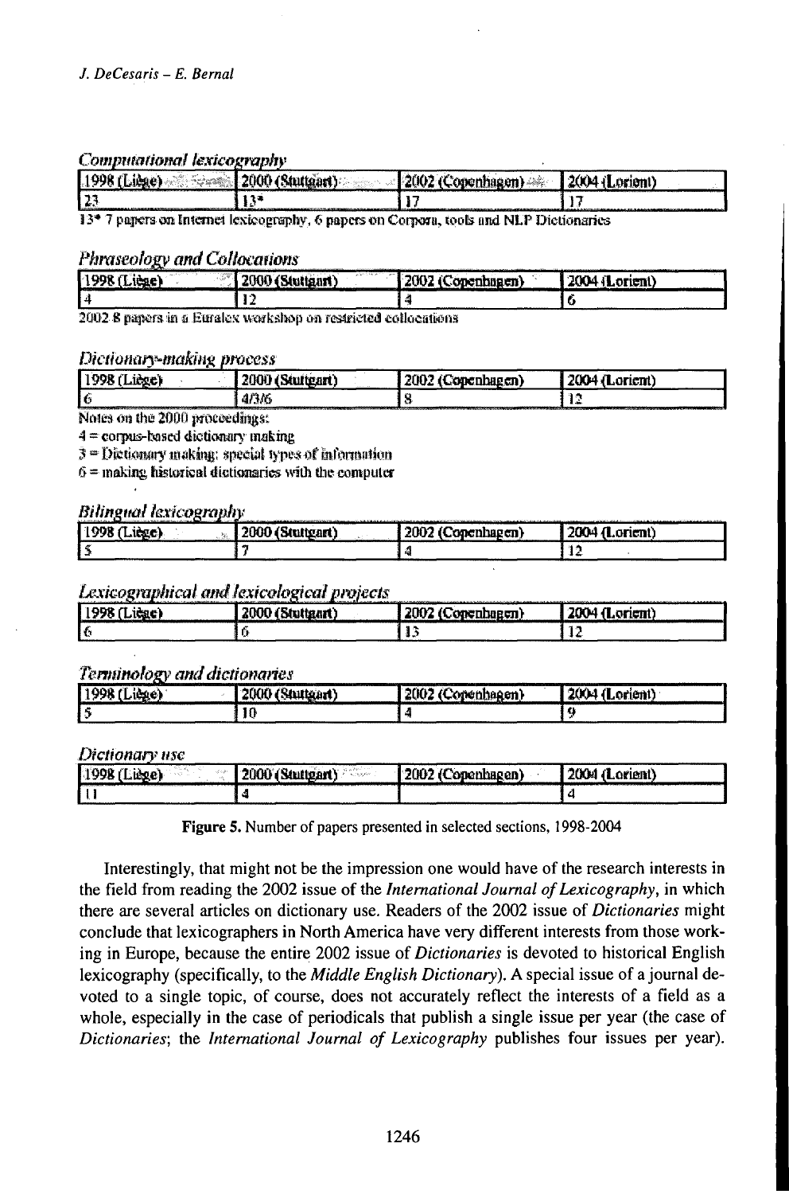*Computational lexicography*

| 1998 (Liège) | 2000 (Stuttgart) | 2002 (Copenhagen) | 2004 (Lorient) |
|---|---|---|---|
| 23 | 13* | 17 | 17 |

13* 7 papers on Internet lexicography, 6 papers on Corpora, tools and NLP Dictionaries

*Phraseology and Collocations*

| 1998 (Liège) | 2000 (Stuttgart) | 2002 (Copenhagen) | 2004 (Lorient) |
|---|---|---|---|
| 4 | 12 | 4 | 6 |

2002 8 papers in a Euralex workshop on restricted collocations

*Dictionary-making process*

| 1998 (Liège) | 2000 (Stuttgart) | 2002 (Copenhagen) | 2004 (Lorient) |
|---|---|---|---|
| 6 | 4/3/6 | 8 | 12 |

Notes on the 2000 proceedings:

4 = corpus-based dictionary making

3 = Dictionary making: special types of information

6 = making historical dictionaries with the computer

*Bilingual lexicography*

| 1998 (Liège) | 2000 (Stuttgart) | 2002 (Copenhagen) | 2004 (Lorient) |
|---|---|---|---|
| 5 | 7 | 4 | 12 |

*Lexicographical and lexicological projects*

| 1998 (Liège) | 2000 (Stuttgart) | 2002 (Copenhagen) | 2004 (Lorient) |
|---|---|---|---|
| 6 | 6 | 13 | 12 |

*Terminology and dictionaries*

| 1998 (Liège) | 2000 (Stuttgart) | 2002 (Copenhagen) | 2004 (Lorient) |
|---|---|---|---|
| 5 | 10 | 4 | 9 |

*Dictionary use*

| 1998 (Liège) | 2000 (Stuttgart) | 2002 (Copenhagen) | 2004 (Lorient) |
|---|---|---|---|
| 11 | 4 | | 4 |

**Figure 5.** Number of papers presented in selected sections, 1998-2004

Interestingly, that might not be the impression one would have of the research interests in the field from reading the 2002 issue of the *International Journal of Lexicography*, in which there are several articles on dictionary use. Readers of the 2002 issue of *Dictionaries* might conclude that lexicographers in North America have very different interests from those working in Europe, because the entire 2002 issue of *Dictionaries* is devoted to historical English lexicography (specifically, to the *Middle English Dictionary*). A special issue of a journal devoted to a single topic, of course, does not accurately reflect the interests of a field as a whole, especially in the case of periodicals that publish a single issue per year (the case of *Dictionaries*; the *International Journal of Lexicography* publishes four issues per year).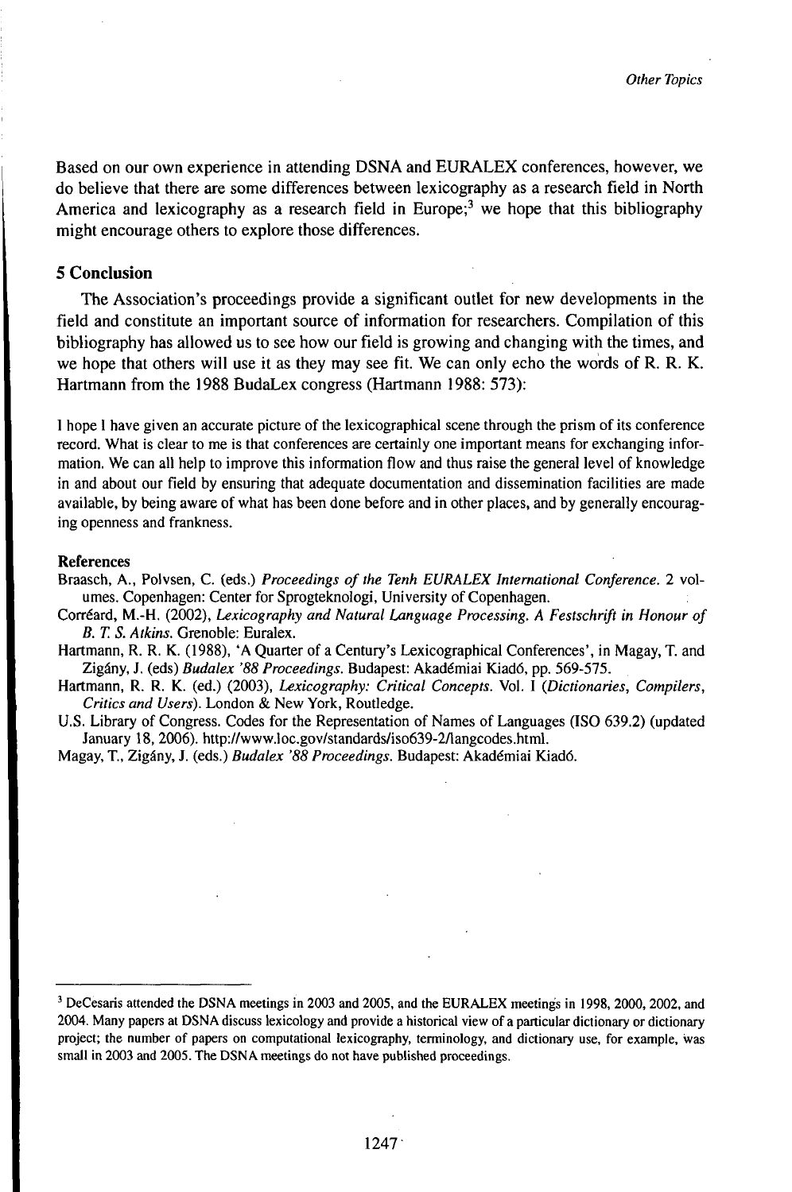Based on our own experience in attending DSNA and EURALEX conferences, however, we do believe that there are some differences between lexicography as a research field in North America and lexicography as a research field in Europe;[3] we hope that this bibliography might encourage others to explore those differences.

## 5 Conclusion

The Association's proceedings provide a significant outlet for new developments in the field and constitute an important source of information for researchers. Compilation of this bibliography has allowed us to see how our field is growing and changing with the times, and we hope that others will use it as they may see fit. We can only echo the words of R. R. K. Hartmann from the 1988 BudaLex congress (Hartmann 1988: 573):

> I hope I have given an accurate picture of the lexicographical scene through the prism of its conference record. What is clear to me is that conferences are certainly one important means for exchanging information. We can all help to improve this information flow and thus raise the general level of knowledge in and about our field by ensuring that adequate documentation and dissemination facilities are made available, by being aware of what has been done before and in other places, and by generally encouraging openness and frankness.

### References

Braasch, A., Polvsen, C. (eds.) *Proceedings of the Tenh EURALEX International Conference.* 2 volumes. Copenhagen: Center for Sprogteknologi, University of Copenhagen.

Corréard, M.-H. (2002), *Lexicography and Natural Language Processing. A Festschrift in Honour of B. T. S. Atkins.* Grenoble: Euralex.

Hartmann, R. R. K. (1988), 'A Quarter of a Century's Lexicographical Conferences', in Magay, T. and Zigány, J. (eds) *Budalex '88 Proceedings.* Budapest: Akadémiai Kiadó, pp. 569-575.

Hartmann, R. R. K. (ed.) (2003), *Lexicography: Critical Concepts.* Vol. I (*Dictionaries, Compilers, Critics and Users*). London & New York, Routledge.

U.S. Library of Congress. Codes for the Representation of Names of Languages (ISO 639.2) (updated January 18, 2006). http://www.loc.gov/standards/iso639-2/langcodes.html.

Magay, T., Zigány, J. (eds.) *Budalex '88 Proceedings.* Budapest: Akadémiai Kiadó.

---

[3] DeCesaris attended the DSNA meetings in 2003 and 2005, and the EURALEX meetings in 1998, 2000, 2002, and 2004. Many papers at DSNA discuss lexicology and provide a historical view of a particular dictionary or dictionary project; the number of papers on computational lexicography, terminology, and dictionary use, for example, was small in 2003 and 2005. The DSNA meetings do not have published proceedings.